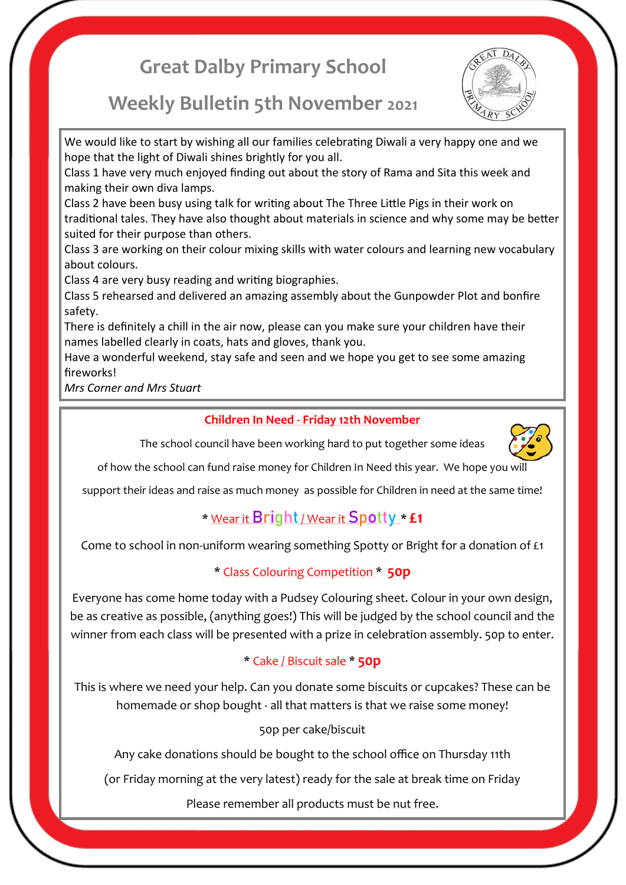# Great Dalby Primary School

## Weekly Bulletin 5th November 2021

We would like to start by wishing all our families celebrating Diwali a very happy one and we hope that the light of Diwali shines brightly for you all.

Class 1 have very much enjoyed finding out about the story of Rama and Sita this week and making their own diva lamps.

Class 2 have been busy using talk for writing about The Three Little Pigs in their work on traditional tales. They have also thought about materials in science and why some may be better suited for their purpose than others.

Class 3 are working on their colour mixing skills with water colours and learning new vocabulary about colours.

Class 4 are very busy reading and writing biographies.

Class 5 rehearsed and delivered an amazing assembly about the Gunpowder Plot and bonfire safety.

There is definitely a chill in the air now, please can you make sure your children have their names labelled clearly in coats, hats and gloves, thank you.

Have a wonderful weekend, stay safe and seen and we hope you get to see some amazing fireworks!

*Mrs Corner and Mrs Stuart*

---

### Children In Need - Friday 12th November

The school council have been working hard to put together some ideas of how the school can fund raise money for Children In Need this year. We hope you will support their ideas and raise as much money as possible for Children in need at the same time!

**\* Wear it Bright / Wear it Spotty \* £1**

Come to school in non-uniform wearing something Spotty or Bright for a donation of £1

**\* Class Colouring Competition \* 50p**

Everyone has come home today with a Pudsey Colouring sheet. Colour in your own design, be as creative as possible, (anything goes!) This will be judged by the school council and the winner from each class will be presented with a prize in celebration assembly. 50p to enter.

**\* Cake / Biscuit sale \* 50p**

This is where we need your help. Can you donate some biscuits or cupcakes? These can be homemade or shop bought - all that matters is that we raise some money!

50p per cake/biscuit

Any cake donations should be bought to the school office on Thursday 11th

(or Friday morning at the very latest) ready for the sale at break time on Friday

Please remember all products must be nut free.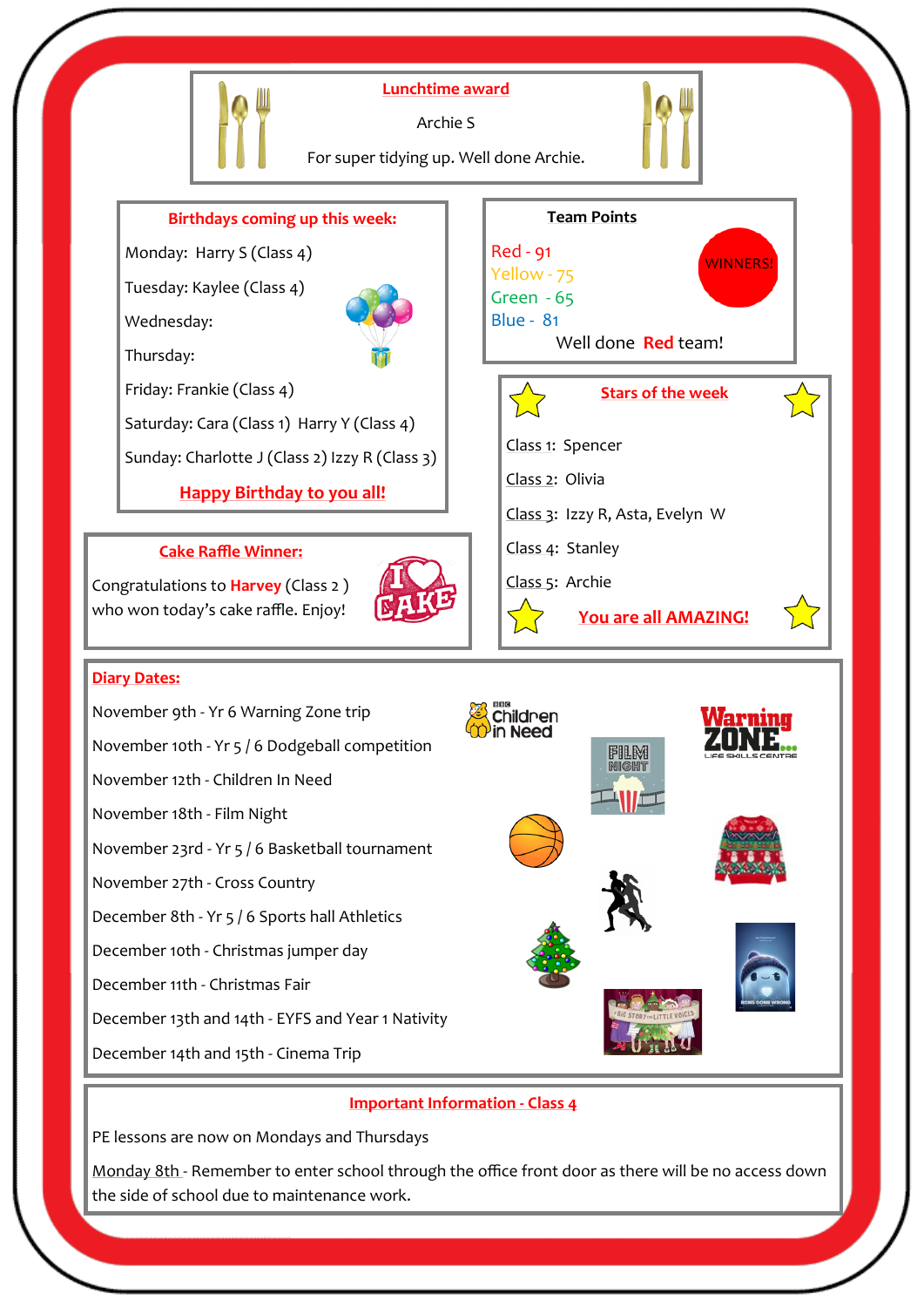## Lunchtime award

Archie S

For super tidying up. Well done Archie.

## Birthdays coming up this week:

Monday: Harry S (Class 4)

Tuesday: Kaylee (Class 4)

Wednesday:

Thursday:

Friday: Frankie (Class 4)

Saturday: Cara (Class 1) Harry Y (Class 4)

Sunday: Charlotte J (Class 2) Izzy R (Class 3)

**Happy Birthday to you all!**

## Team Points

Red - 91

Yellow - 75

Green - 65

Blue - 81

WINNERS!

Well done **Red** team!

## Cake Raffle Winner:

Congratulations to **Harvey** (Class 2 ) who won today's cake raffle. Enjoy!

## Stars of the week

Class 1: Spencer

Class 2: Olivia

Class 3: Izzy R, Asta, Evelyn W

Class 4: Stanley

Class 5: Archie

**You are all AMAZING!**

## Diary Dates:

November 9th - Yr 6 Warning Zone trip

November 10th - Yr 5 / 6 Dodgeball competition

November 12th - Children In Need

November 18th - Film Night

November 23rd - Yr 5 / 6 Basketball tournament

November 27th - Cross Country

December 8th - Yr 5 / 6 Sports hall Athletics

December 10th - Christmas jumper day

December 11th - Christmas Fair

December 13th and 14th - EYFS and Year 1 Nativity

December 14th and 15th - Cinema Trip

## Important Information - Class 4

PE lessons are now on Mondays and Thursdays

Monday 8th - Remember to enter school through the office front door as there will be no access down the side of school due to maintenance work.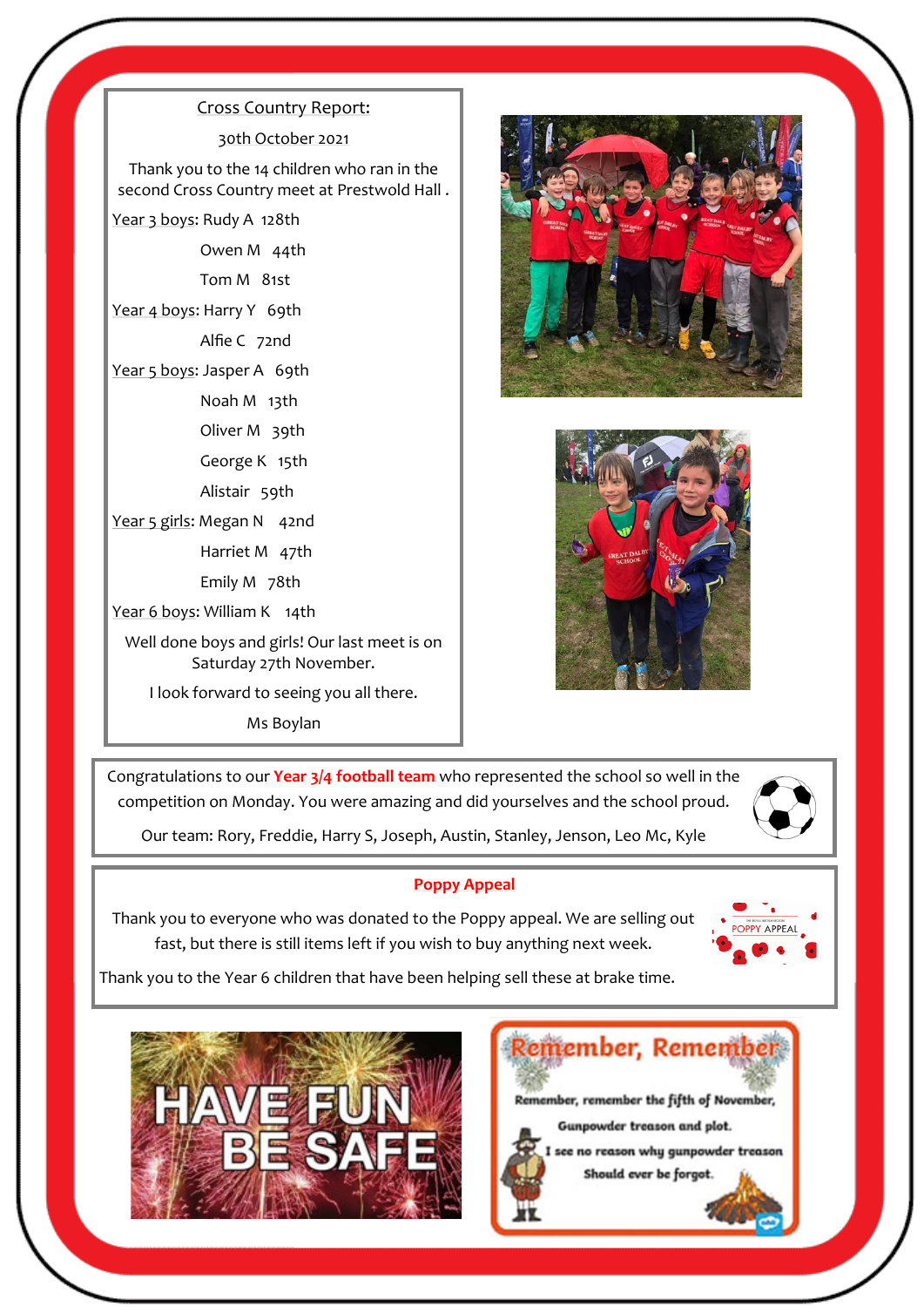## Cross Country Report:

30th October 2021

Thank you to the 14 children who ran in the second Cross Country meet at Prestwold Hall .

Year 3 boys: Rudy A 128th

Owen M 44th

Tom M 81st

Year 4 boys: Harry Y 69th

Alfie C 72nd

Year 5 boys: Jasper A 69th

Noah M 13th

Oliver M 39th

George K 15th

Alistair 59th

Year 5 girls: Megan N 42nd

Harriet M 47th

Emily M 78th

Year 6 boys: William K 14th

Well done boys and girls! Our last meet is on Saturday 27th November.

I look forward to seeing you all there.

Ms Boylan

Congratulations to our **Year 3/4 football team** who represented the school so well in the competition on Monday. You were amazing and did yourselves and the school proud.

Our team: Rory, Freddie, Harry S, Joseph, Austin, Stanley, Jenson, Leo Mc, Kyle

## Poppy Appeal

Thank you to everyone who was donated to the Poppy appeal. We are selling out fast, but there is still items left if you wish to buy anything next week.

Thank you to the Year 6 children that have been helping sell these at brake time.